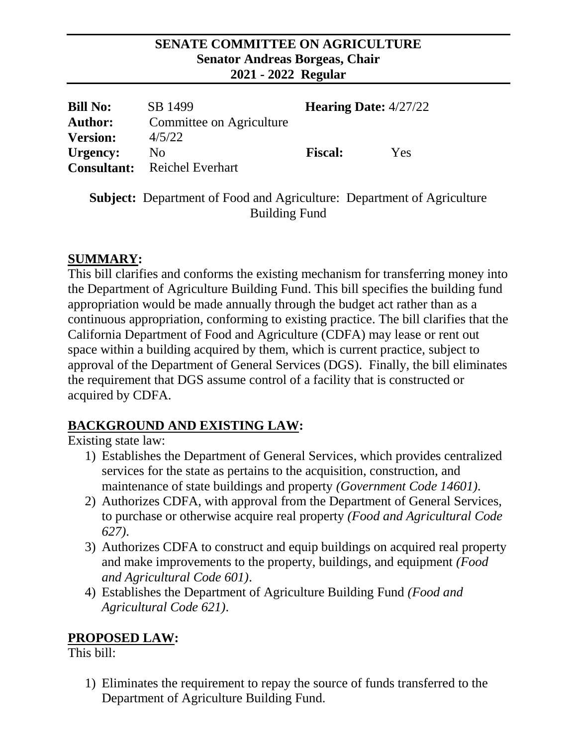**SENATE COMMITTEE ON AGRICULTURE**
**Senator Andreas Borgeas, Chair**
**2021 - 2022 Regular**

| | | | |
|---|---|---|---|
| **Bill No:** | SB 1499 | **Hearing Date:** 4/27/22 | |
| **Author:** | Committee on Agriculture | | |
| **Version:** | 4/5/22 | | |
| **Urgency:** | No | **Fiscal:** | Yes |
| **Consultant:** | Reichel Everhart | | |

**Subject:** Department of Food and Agriculture: Department of Agriculture Building Fund

## SUMMARY:

This bill clarifies and conforms the existing mechanism for transferring money into the Department of Agriculture Building Fund. This bill specifies the building fund appropriation would be made annually through the budget act rather than as a continuous appropriation, conforming to existing practice. The bill clarifies that the California Department of Food and Agriculture (CDFA) may lease or rent out space within a building acquired by them, which is current practice, subject to approval of the Department of General Services (DGS). Finally, the bill eliminates the requirement that DGS assume control of a facility that is constructed or acquired by CDFA.

## BACKGROUND AND EXISTING LAW:

Existing state law:

1) Establishes the Department of General Services, which provides centralized services for the state as pertains to the acquisition, construction, and maintenance of state buildings and property *(Government Code 14601)*.
2) Authorizes CDFA, with approval from the Department of General Services, to purchase or otherwise acquire real property *(Food and Agricultural Code 627)*.
3) Authorizes CDFA to construct and equip buildings on acquired real property and make improvements to the property, buildings, and equipment *(Food and Agricultural Code 601)*.
4) Establishes the Department of Agriculture Building Fund *(Food and Agricultural Code 621)*.

## PROPOSED LAW:

This bill:

1) Eliminates the requirement to repay the source of funds transferred to the Department of Agriculture Building Fund.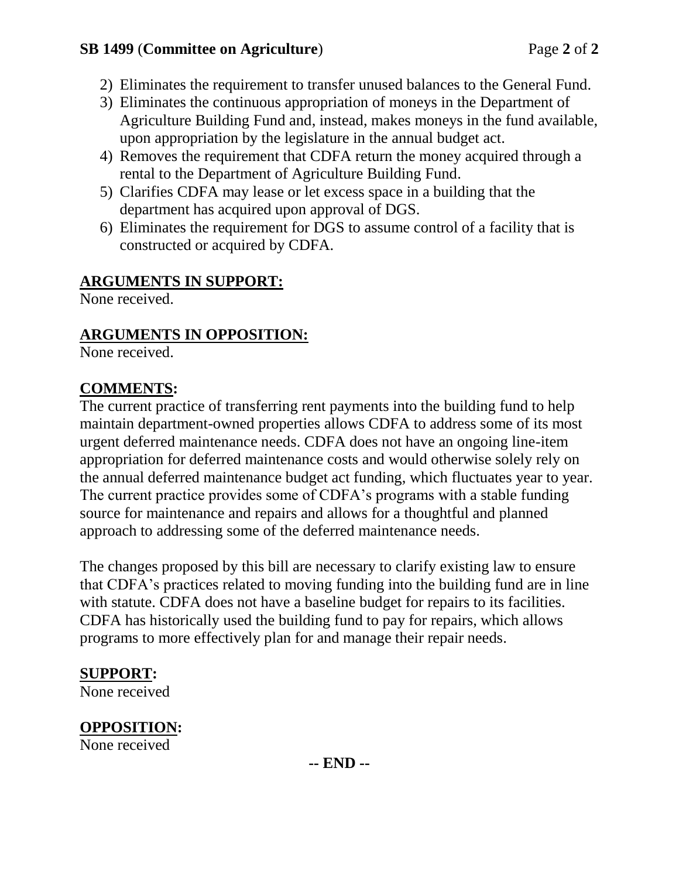2) Eliminates the requirement to transfer unused balances to the General Fund.
3) Eliminates the continuous appropriation of moneys in the Department of Agriculture Building Fund and, instead, makes moneys in the fund available, upon appropriation by the legislature in the annual budget act.
4) Removes the requirement that CDFA return the money acquired through a rental to the Department of Agriculture Building Fund.
5) Clarifies CDFA may lease or let excess space in a building that the department has acquired upon approval of DGS.
6) Eliminates the requirement for DGS to assume control of a facility that is constructed or acquired by CDFA.

## ARGUMENTS IN SUPPORT:

None received.

## ARGUMENTS IN OPPOSITION:

None received.

## COMMENTS:

The current practice of transferring rent payments into the building fund to help maintain department-owned properties allows CDFA to address some of its most urgent deferred maintenance needs. CDFA does not have an ongoing line-item appropriation for deferred maintenance costs and would otherwise solely rely on the annual deferred maintenance budget act funding, which fluctuates year to year. The current practice provides some of CDFA's programs with a stable funding source for maintenance and repairs and allows for a thoughtful and planned approach to addressing some of the deferred maintenance needs.

The changes proposed by this bill are necessary to clarify existing law to ensure that CDFA's practices related to moving funding into the building fund are in line with statute. CDFA does not have a baseline budget for repairs to its facilities. CDFA has historically used the building fund to pay for repairs, which allows programs to more effectively plan for and manage their repair needs.

## SUPPORT:

None received

## OPPOSITION:

None received

**-- END --**